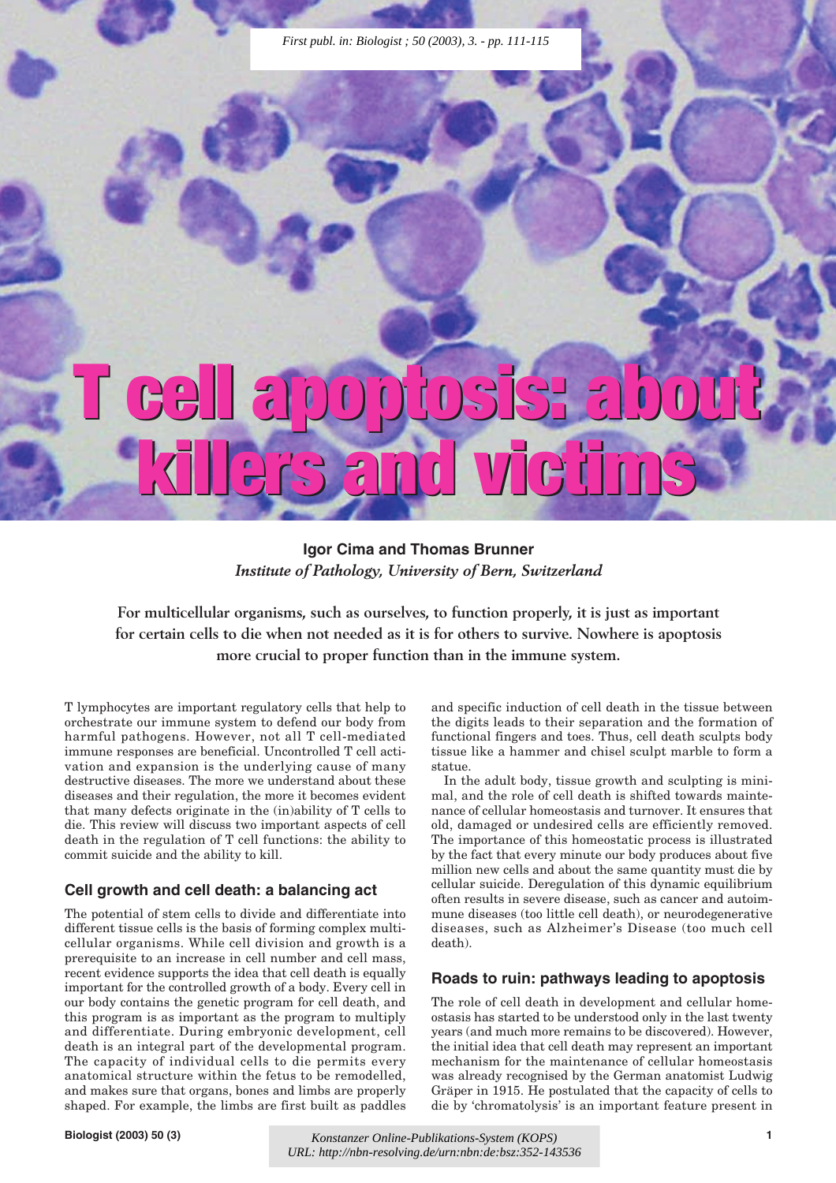*First publ. in: Biologist ; 50 (2003), 3. - pp. 111-115*

# T cell apoptosis: about killers and victims

**Igor Cima and Thomas Brunner**
*Institute of Pathology, University of Bern, Switzerland*

**For multicellular organisms, such as ourselves, to function properly, it is just as important for certain cells to die when not needed as it is for others to survive. Nowhere is apoptosis more crucial to proper function than in the immune system.**

T lymphocytes are important regulatory cells that help to orchestrate our immune system to defend our body from harmful pathogens. However, not all T cell-mediated immune responses are beneficial. Uncontrolled T cell activation and expansion is the underlying cause of many destructive diseases. The more we understand about these diseases and their regulation, the more it becomes evident that many defects originate in the (in)ability of T cells to die. This review will discuss two important aspects of cell death in the regulation of T cell functions: the ability to commit suicide and the ability to kill.

## Cell growth and cell death: a balancing act

The potential of stem cells to divide and differentiate into different tissue cells is the basis of forming complex multicellular organisms. While cell division and growth is a prerequisite to an increase in cell number and cell mass, recent evidence supports the idea that cell death is equally important for the controlled growth of a body. Every cell in our body contains the genetic program for cell death, and this program is as important as the program to multiply and differentiate. During embryonic development, cell death is an integral part of the developmental program. The capacity of individual cells to die permits every anatomical structure within the fetus to be remodelled, and makes sure that organs, bones and limbs are properly shaped. For example, the limbs are first built as paddles and specific induction of cell death in the tissue between the digits leads to their separation and the formation of functional fingers and toes. Thus, cell death sculpts body tissue like a hammer and chisel sculpt marble to form a statue.

In the adult body, tissue growth and sculpting is minimal, and the role of cell death is shifted towards maintenance of cellular homeostasis and turnover. It ensures that old, damaged or undesired cells are efficiently removed. The importance of this homeostatic process is illustrated by the fact that every minute our body produces about five million new cells and about the same quantity must die by cellular suicide. Deregulation of this dynamic equilibrium often results in severe disease, such as cancer and autoimmune diseases (too little cell death), or neurodegenerative diseases, such as Alzheimer's Disease (too much cell death).

## Roads to ruin: pathways leading to apoptosis

The role of cell death in development and cellular homeostasis has started to be understood only in the last twenty years (and much more remains to be discovered). However, the initial idea that cell death may represent an important mechanism for the maintenance of cellular homeostasis was already recognised by the German anatomist Ludwig Gräper in 1915. He postulated that the capacity of cells to die by 'chromatolysis' is an important feature present in

*Konstanzer Online-Publikations-System (KOPS)*
*URL: http://nbn-resolving.de/urn:nbn:de:bsz:352-143536*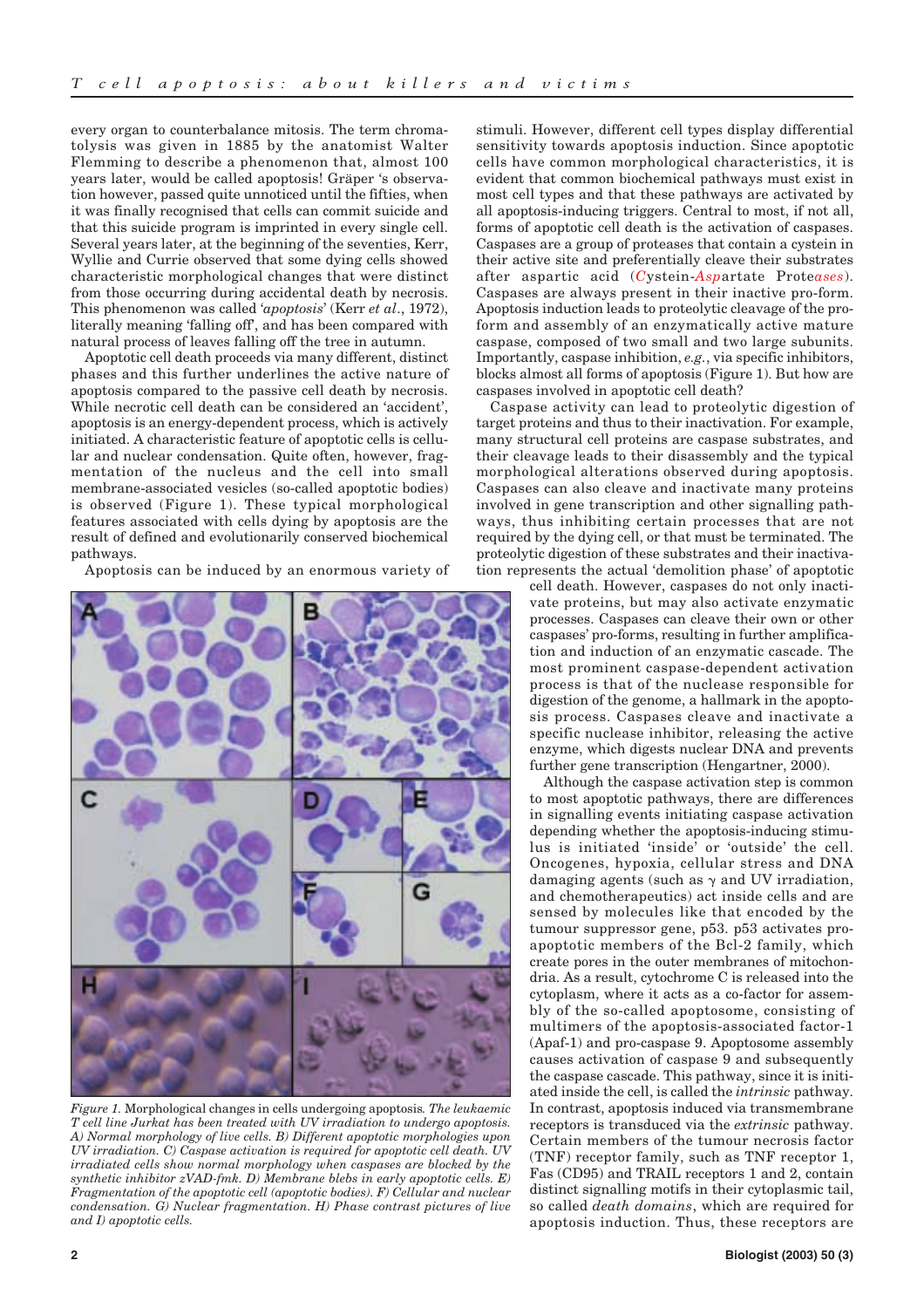every organ to counterbalance mitosis. The term chromatolysis was given in 1885 by the anatomist Walter Flemming to describe a phenomenon that, almost 100 years later, would be called apoptosis! Gräper 's observation however, passed quite unnoticed until the fifties, when it was finally recognised that cells can commit suicide and that this suicide program is imprinted in every single cell. Several years later, at the beginning of the seventies, Kerr, Wyllie and Currie observed that some dying cells showed characteristic morphological changes that were distinct from those occurring during accidental death by necrosis. This phenomenon was called '*apoptosis*' (Kerr *et al*., 1972), literally meaning 'falling off', and has been compared with natural process of leaves falling off the tree in autumn.

Apoptotic cell death proceeds via many different, distinct phases and this further underlines the active nature of apoptosis compared to the passive cell death by necrosis. While necrotic cell death can be considered an 'accident', apoptosis is an energy-dependent process, which is actively initiated. A characteristic feature of apoptotic cells is cellular and nuclear condensation. Quite often, however, fragmentation of the nucleus and the cell into small membrane-associated vesicles (so-called apoptotic bodies) is observed (Figure 1). These typical morphological features associated with cells dying by apoptosis are the result of defined and evolutionarily conserved biochemical pathways.

Apoptosis can be induced by an enormous variety of stimuli. However, different cell types display differential sensitivity towards apoptosis induction. Since apoptotic cells have common morphological characteristics, it is evident that common biochemical pathways must exist in most cell types and that these pathways are activated by all apoptosis-inducing triggers. Central to most, if not all, forms of apoptotic cell death is the activation of caspases. Caspases are a group of proteases that contain a cystein in their active site and preferentially cleave their substrates after aspartic acid (*C*ystein-*Asp*artate Prote*ases*). Caspases are always present in their inactive pro-form. Apoptosis induction leads to proteolytic cleavage of the pro-form and assembly of an enzymatically active mature caspase, composed of two small and two large subunits. Importantly, caspase inhibition, *e.g.*, via specific inhibitors, blocks almost all forms of apoptosis (Figure 1). But how are caspases involved in apoptotic cell death?

Caspase activity can lead to proteolytic digestion of target proteins and thus to their inactivation. For example, many structural cell proteins are caspase substrates, and their cleavage leads to their disassembly and the typical morphological alterations observed during apoptosis. Caspases can also cleave and inactivate many proteins involved in gene transcription and other signalling pathways, thus inhibiting certain processes that are not required by the dying cell, or that must be terminated. The proteolytic digestion of these substrates and their inactivation represents the actual 'demolition phase' of apoptotic cell death. However, caspases do not only inactivate proteins, but may also activate enzymatic processes. Caspases can cleave their own or other caspases' pro-forms, resulting in further amplification and induction of an enzymatic cascade. The most prominent caspase-dependent activation process is that of the nuclease responsible for digestion of the genome, a hallmark in the apoptosis process. Caspases cleave and inactivate a specific nuclease inhibitor, releasing the active enzyme, which digests nuclear DNA and prevents further gene transcription (Hengartner, 2000).

*Figure 1.* Morphological changes in cells undergoing apoptosis. *The leukaemic T cell line Jurkat has been treated with UV irradiation to undergo apoptosis. A) Normal morphology of live cells. B) Different apoptotic morphologies upon UV irradiation. C) Caspase activation is required for apoptotic cell death. UV irradiated cells show normal morphology when caspases are blocked by the synthetic inhibitor zVAD-fmk. D) Membrane blebs in early apoptotic cells. E) Fragmentation of the apoptotic cell (apoptotic bodies). F) Cellular and nuclear condensation. G) Nuclear fragmentation. H) Phase contrast pictures of live and I) apoptotic cells.*

Although the caspase activation step is common to most apoptotic pathways, there are differences in signalling events initiating caspase activation depending whether the apoptosis-inducing stimulus is initiated 'inside' or 'outside' the cell. Oncogenes, hypoxia, cellular stress and DNA damaging agents (such as $\gamma$ and UV irradiation, and chemotherapeutics) act inside cells and are sensed by molecules like that encoded by the tumour suppressor gene, p53. p53 activates pro-apoptotic members of the Bcl-2 family, which create pores in the outer membranes of mitochondria. As a result, cytochrome C is released into the cytoplasm, where it acts as a co-factor for assembly of the so-called apoptosome, consisting of multimers of the apoptosis-associated factor-1 (Apaf-1) and pro-caspase 9. Apoptosome assembly causes activation of caspase 9 and subsequently the caspase cascade. This pathway, since it is initiated inside the cell, is called the *intrinsic* pathway. In contrast, apoptosis induced via transmembrane receptors is transduced via the *extrinsic* pathway. Certain members of the tumour necrosis factor (TNF) receptor family, such as TNF receptor 1, Fas (CD95) and TRAIL receptors 1 and 2, contain distinct signalling motifs in their cytoplasmic tail, so called *death domains*, which are required for apoptosis induction. Thus, these receptors are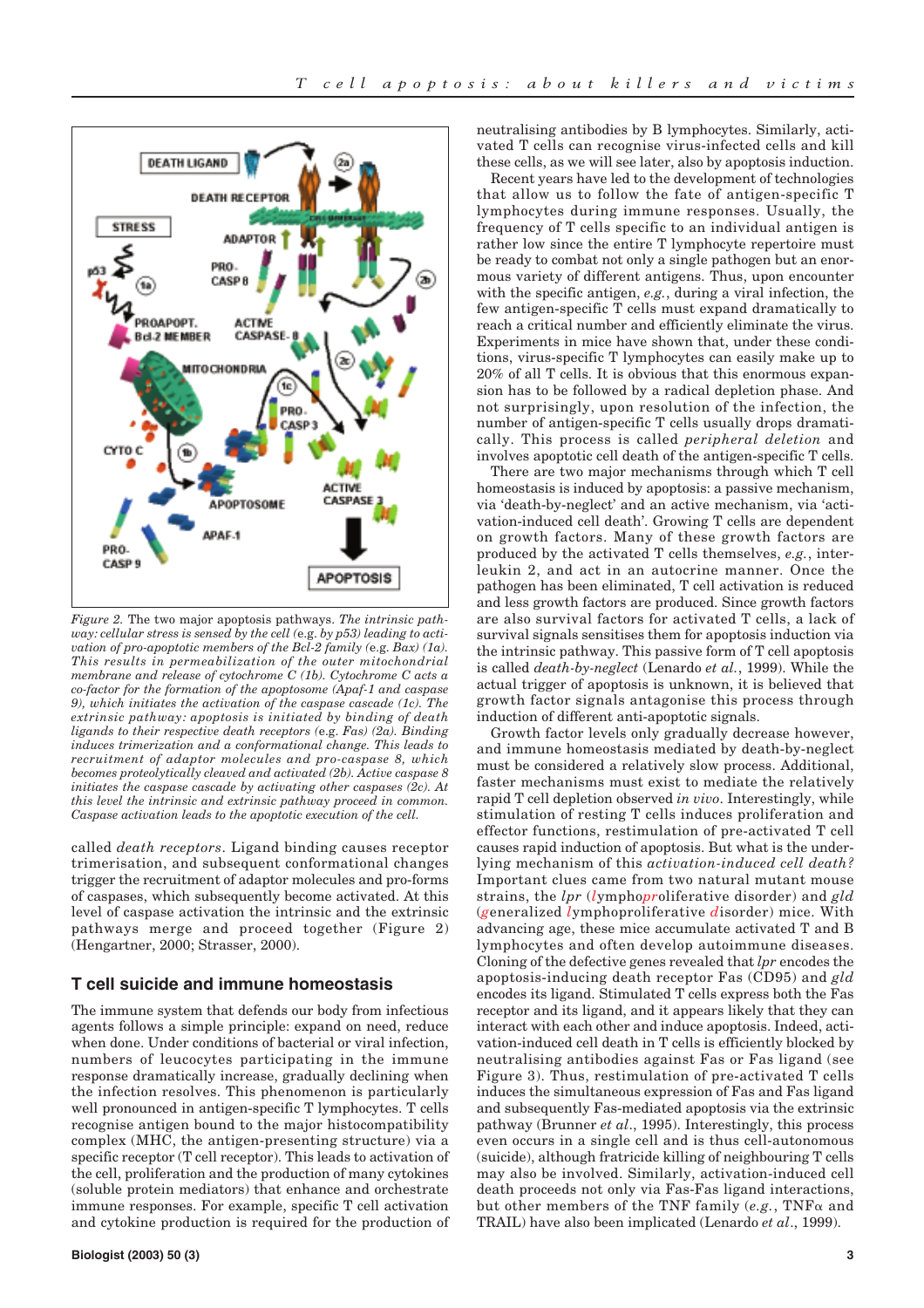*Figure 2.* The two major apoptosis pathways. *The intrinsic pathway: cellular stress is sensed by the cell (*e.g.* by p53) leading to activation of pro-apoptotic members of the Bcl-2 family (*e.g.* Bax) (1a). This results in permeabilization of the outer mitochondrial membrane and release of cytochrome C (1b). Cytochrome C acts a co-factor for the formation of the apoptosome (Apaf-1 and caspase 9), which initiates the activation of the caspase cascade (1c). The extrinsic pathway: apoptosis is initiated by binding of death ligands to their respective death receptors (*e.g.* Fas) (2a). Binding induces trimerization and a conformational change. This leads to recruitment of adaptor molecules and pro-caspase 8, which becomes proteolytically cleaved and activated (2b). Active caspase 8 initiates the caspase cascade by activating other caspases (2c). At this level the intrinsic and extrinsic pathway proceed in common. Caspase activation leads to the apoptotic execution of the cell.*

called *death receptors*. Ligand binding causes receptor trimerisation, and subsequent conformational changes trigger the recruitment of adaptor molecules and pro-forms of caspases, which subsequently become activated. At this level of caspase activation the intrinsic and the extrinsic pathways merge and proceed together (Figure 2) (Hengartner, 2000; Strasser, 2000).

## T cell suicide and immune homeostasis

The immune system that defends our body from infectious agents follows a simple principle: expand on need, reduce when done. Under conditions of bacterial or viral infection, numbers of leucocytes participating in the immune response dramatically increase, gradually declining when the infection resolves. This phenomenon is particularly well pronounced in antigen-specific T lymphocytes. T cells recognise antigen bound to the major histocompatibility complex (MHC, the antigen-presenting structure) via a specific receptor (T cell receptor). This leads to activation of the cell, proliferation and the production of many cytokines (soluble protein mediators) that enhance and orchestrate immune responses. For example, specific T cell activation and cytokine production is required for the production of neutralising antibodies by B lymphocytes. Similarly, activated T cells can recognise virus-infected cells and kill these cells, as we will see later, also by apoptosis induction.

Recent years have led to the development of technologies that allow us to follow the fate of antigen-specific T lymphocytes during immune responses. Usually, the frequency of T cells specific to an individual antigen is rather low since the entire T lymphocyte repertoire must be ready to combat not only a single pathogen but an enormous variety of different antigens. Thus, upon encounter with the specific antigen, *e.g.*, during a viral infection, the few antigen-specific T cells must expand dramatically to reach a critical number and efficiently eliminate the virus. Experiments in mice have shown that, under these conditions, virus-specific T lymphocytes can easily make up to 20% of all T cells. It is obvious that this enormous expansion has to be followed by a radical depletion phase. And not surprisingly, upon resolution of the infection, the number of antigen-specific T cells usually drops dramatically. This process is called *peripheral deletion* and involves apoptotic cell death of the antigen-specific T cells.

There are two major mechanisms through which T cell homeostasis is induced by apoptosis: a passive mechanism, via 'death-by-neglect' and an active mechanism, via 'activation-induced cell death'. Growing T cells are dependent on growth factors. Many of these growth factors are produced by the activated T cells themselves, *e.g.*, interleukin 2, and act in an autocrine manner. Once the pathogen has been eliminated, T cell activation is reduced and less growth factors are produced. Since growth factors are also survival factors for activated T cells, a lack of survival signals sensitises them for apoptosis induction via the intrinsic pathway. This passive form of T cell apoptosis is called *death-by-neglect* (Lenardo *et al.*, 1999). While the actual trigger of apoptosis is unknown, it is believed that growth factor signals antagonise this process through induction of different anti-apoptotic signals.

Growth factor levels only gradually decrease however, and immune homeostasis mediated by death-by-neglect must be considered a relatively slow process. Additional, faster mechanisms must exist to mediate the relatively rapid T cell depletion observed *in vivo*. Interestingly, while stimulation of resting T cells induces proliferation and effector functions, restimulation of pre-activated T cell causes rapid induction of apoptosis. But what is the underlying mechanism of this *activation-induced cell death?* Important clues came from two natural mutant mouse strains, the *lpr* (*l*ympho*pr*oliferative disorder) and *gld* (*g*eneralized *l*ymphoproliferative *d*isorder) mice. With advancing age, these mice accumulate activated T and B lymphocytes and often develop autoimmune diseases. Cloning of the defective genes revealed that *lpr* encodes the apoptosis-inducing death receptor Fas (CD95) and *gld* encodes its ligand. Stimulated T cells express both the Fas receptor and its ligand, and it appears likely that they can interact with each other and induce apoptosis. Indeed, activation-induced cell death in T cells is efficiently blocked by neutralising antibodies against Fas or Fas ligand (see Figure 3). Thus, restimulation of pre-activated T cells induces the simultaneous expression of Fas and Fas ligand and subsequently Fas-mediated apoptosis via the extrinsic pathway (Brunner *et al.*, 1995). Interestingly, this process even occurs in a single cell and is thus cell-autonomous (suicide), although fratricide killing of neighbouring T cells may also be involved. Similarly, activation-induced cell death proceeds not only via Fas-Fas ligand interactions, but other members of the TNF family (*e.g.*, TNF$\alpha$ and TRAIL) have also been implicated (Lenardo *et al.*, 1999).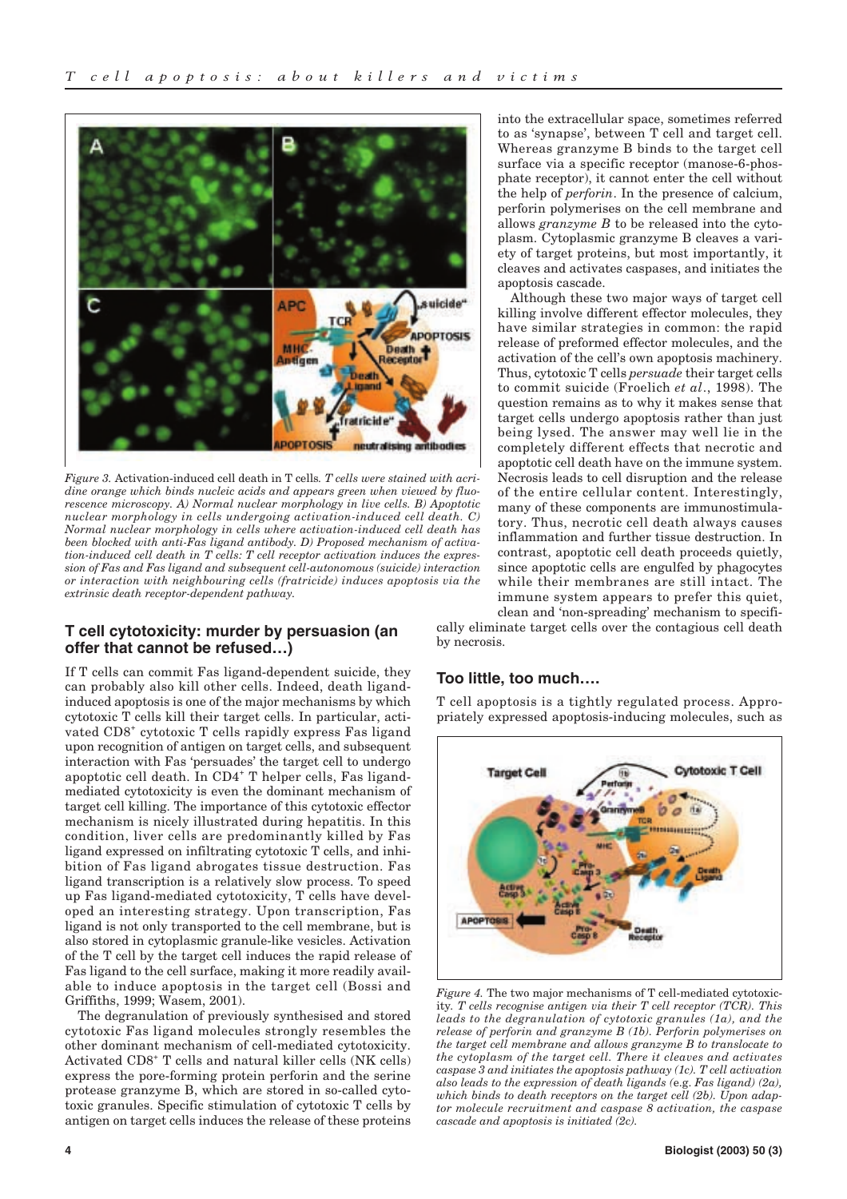*Figure 3.* Activation-induced cell death in T cells. *T cells were stained with acridine orange which binds nucleic acids and appears green when viewed by fluorescence microscopy. A) Normal nuclear morphology in live cells. B) Apoptotic nuclear morphology in cells undergoing activation-induced cell death. C) Normal nuclear morphology in cells where activation-induced cell death has been blocked with anti-Fas ligand antibody. D) Proposed mechanism of activation-induced cell death in T cells: T cell receptor activation induces the expression of Fas and Fas ligand and subsequent cell-autonomous (suicide) interaction or interaction with neighbouring cells (fratricide) induces apoptosis via the extrinsic death receptor-dependent pathway.*

## T cell cytotoxicity: murder by persuasion (an offer that cannot be refused…)

If T cells can commit Fas ligand-dependent suicide, they can probably also kill other cells. Indeed, death ligand-induced apoptosis is one of the major mechanisms by which cytotoxic T cells kill their target cells. In particular, activated CD8$^+$ cytotoxic T cells rapidly express Fas ligand upon recognition of antigen on target cells, and subsequent interaction with Fas 'persuades' the target cell to undergo apoptotic cell death. In CD4$^+$ T helper cells, Fas ligand-mediated cytotoxicity is even the dominant mechanism of target cell killing. The importance of this cytotoxic effector mechanism is nicely illustrated during hepatitis. In this condition, liver cells are predominantly killed by Fas ligand expressed on infiltrating cytotoxic T cells, and inhibition of Fas ligand abrogates tissue destruction. Fas ligand transcription is a relatively slow process. To speed up Fas ligand-mediated cytotoxicity, T cells have developed an interesting strategy. Upon transcription, Fas ligand is not only transported to the cell membrane, but is also stored in cytoplasmic granule-like vesicles. Activation of the T cell by the target cell induces the rapid release of Fas ligand to the cell surface, making it more readily available to induce apoptosis in the target cell (Bossi and Griffiths, 1999; Wasem, 2001).

The degranulation of previously synthesised and stored cytotoxic Fas ligand molecules strongly resembles the other dominant mechanism of cell-mediated cytotoxicity. Activated CD8$^+$ T cells and natural killer cells (NK cells) express the pore-forming protein perforin and the serine protease granzyme B, which are stored in so-called cytotoxic granules. Specific stimulation of cytotoxic T cells by antigen on target cells induces the release of these proteins into the extracellular space, sometimes referred to as 'synapse', between T cell and target cell. Whereas granzyme B binds to the target cell surface via a specific receptor (manose-6-phosphate receptor), it cannot enter the cell without the help of *perforin*. In the presence of calcium, perforin polymerises on the cell membrane and allows *granzyme B* to be released into the cytoplasm. Cytoplasmic granzyme B cleaves a variety of target proteins, but most importantly, it cleaves and activates caspases, and initiates the apoptosis cascade.

Although these two major ways of target cell killing involve different effector molecules, they have similar strategies in common: the rapid release of preformed effector molecules, and the activation of the cell's own apoptosis machinery. Thus, cytotoxic T cells *persuade* their target cells to commit suicide (Froelich *et al*., 1998). The question remains as to why it makes sense that target cells undergo apoptosis rather than just being lysed. The answer may well lie in the completely different effects that necrotic and apoptotic cell death have on the immune system. Necrosis leads to cell disruption and the release of the entire cellular content. Interestingly, many of these components are immunostimulatory. Thus, necrotic cell death always causes inflammation and further tissue destruction. In contrast, apoptotic cell death proceeds quietly, since apoptotic cells are engulfed by phagocytes while their membranes are still intact. The immune system appears to prefer this quiet, clean and 'non-spreading' mechanism to specifically eliminate target cells over the contagious cell death by necrosis.

## Too little, too much….

T cell apoptosis is a tightly regulated process. Appropriately expressed apoptosis-inducing molecules, such as

*Figure 4.* The two major mechanisms of T cell-mediated cytotoxicity. *T cells recognise antigen via their T cell receptor (TCR). This leads to the degranulation of cytotoxic granules (1a), and the release of perforin and granzyme B (1b). Perforin polymerises on the target cell membrane and allows granzyme B to translocate to the cytoplasm of the target cell. There it cleaves and activates caspase 3 and initiates the apoptosis pathway (1c). T cell activation also leads to the expression of death ligands (e.g. Fas ligand) (2a), which binds to death receptors on the target cell (2b). Upon adaptor molecule recruitment and caspase 8 activation, the caspase cascade and apoptosis is initiated (2c).*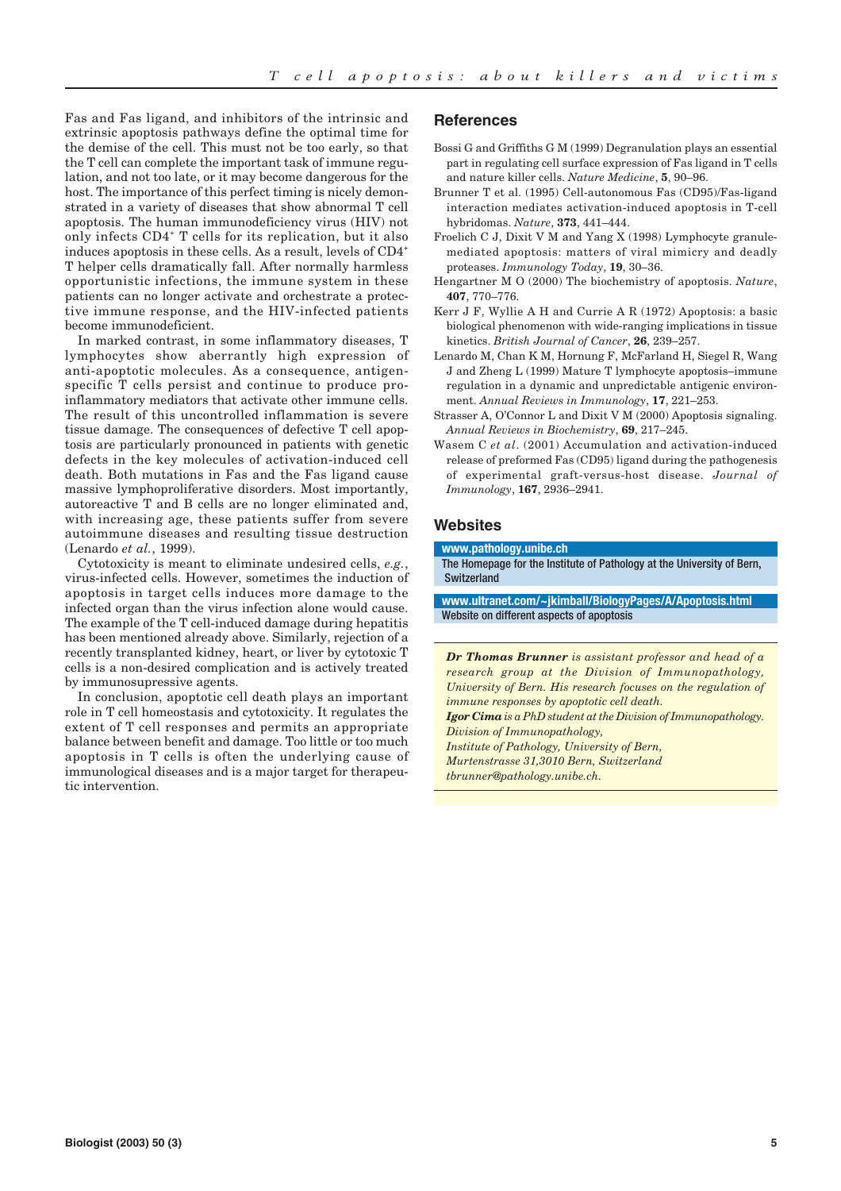Fas and Fas ligand, and inhibitors of the intrinsic and extrinsic apoptosis pathways define the optimal time for the demise of the cell. This must not be too early, so that the T cell can complete the important task of immune regulation, and not too late, or it may become dangerous for the host. The importance of this perfect timing is nicely demonstrated in a variety of diseases that show abnormal T cell apoptosis. The human immunodeficiency virus (HIV) not only infects $CD4^+$ T cells for its replication, but it also induces apoptosis in these cells. As a result, levels of $CD4^+$ T helper cells dramatically fall. After normally harmless opportunistic infections, the immune system in these patients can no longer activate and orchestrate a protective immune response, and the HIV-infected patients become immunodeficient.

In marked contrast, in some inflammatory diseases, T lymphocytes show aberrantly high expression of anti-apoptotic molecules. As a consequence, antigen-specific T cells persist and continue to produce pro-inflammatory mediators that activate other immune cells. The result of this uncontrolled inflammation is severe tissue damage. The consequences of defective T cell apoptosis are particularly pronounced in patients with genetic defects in the key molecules of activation-induced cell death. Both mutations in Fas and the Fas ligand cause massive lymphoproliferative disorders. Most importantly, autoreactive T and B cells are no longer eliminated and, with increasing age, these patients suffer from severe autoimmune diseases and resulting tissue destruction (Lenardo *et al.*, 1999).

Cytotoxicity is meant to eliminate undesired cells, *e.g.*, virus-infected cells. However, sometimes the induction of apoptosis in target cells induces more damage to the infected organ than the virus infection alone would cause. The example of the T cell-induced damage during hepatitis has been mentioned already above. Similarly, rejection of a recently transplanted kidney, heart, or liver by cytotoxic T cells is a non-desired complication and is actively treated by immunosupressive agents.

In conclusion, apoptotic cell death plays an important role in T cell homeostasis and cytotoxicity. It regulates the extent of T cell responses and permits an appropriate balance between benefit and damage. Too little or too much apoptosis in T cells is often the underlying cause of immunological diseases and is a major target for therapeutic intervention.

## References

Bossi G and Griffiths G M (1999) Degranulation plays an essential part in regulating cell surface expression of Fas ligand in T cells and nature killer cells. *Nature Medicine*, **5**, 90–96.

Brunner T et al. (1995) Cell-autonomous Fas (CD95)/Fas-ligand interaction mediates activation-induced apoptosis in T-cell hybridomas. *Nature*, **373**, 441–444.

Froelich C J, Dixit V M and Yang X (1998) Lymphocyte granule-mediated apoptosis: matters of viral mimicry and deadly proteases. *Immunology Today*, **19**, 30–36.

Hengartner M O (2000) The biochemistry of apoptosis. *Nature*, **407**, 770–776.

Kerr J F, Wyllie A H and Currie A R (1972) Apoptosis: a basic biological phenomenon with wide-ranging implications in tissue kinetics. *British Journal of Cancer*, **26**, 239–257.

Lenardo M, Chan K M, Hornung F, McFarland H, Siegel R, Wang J and Zheng L (1999) Mature T lymphocyte apoptosis–immune regulation in a dynamic and unpredictable antigenic environment. *Annual Reviews in Immunology*, **17**, 221–253.

Strasser A, O'Connor L and Dixit V M (2000) Apoptosis signaling. *Annual Reviews in Biochemistry*, **69**, 217–245.

Wasem C *et al*. (2001) Accumulation and activation-induced release of preformed Fas (CD95) ligand during the pathogenesis of experimental graft-versus-host disease. *Journal of Immunology*, **167**, 2936–2941.

## Websites

**www.pathology.unibe.ch**
The Homepage for the Institute of Pathology at the University of Bern, Switzerland

**www.ultranet.com/~jkimball/BiologyPages/A/Apoptosis.html**
Website on different aspects of apoptosis

***Dr Thomas Brunner*** *is assistant professor and head of a research group at the Division of Immunopathology, University of Bern. His research focuses on the regulation of immune responses by apoptotic cell death.*

***Igor Cima*** *is a PhD student at the Division of Immunopathology.*

*Division of Immunopathology,*
*Institute of Pathology, University of Bern,*
*Murtenstrasse 31,3010 Bern, Switzerland*
*tbrunner@pathology.unibe.ch.*